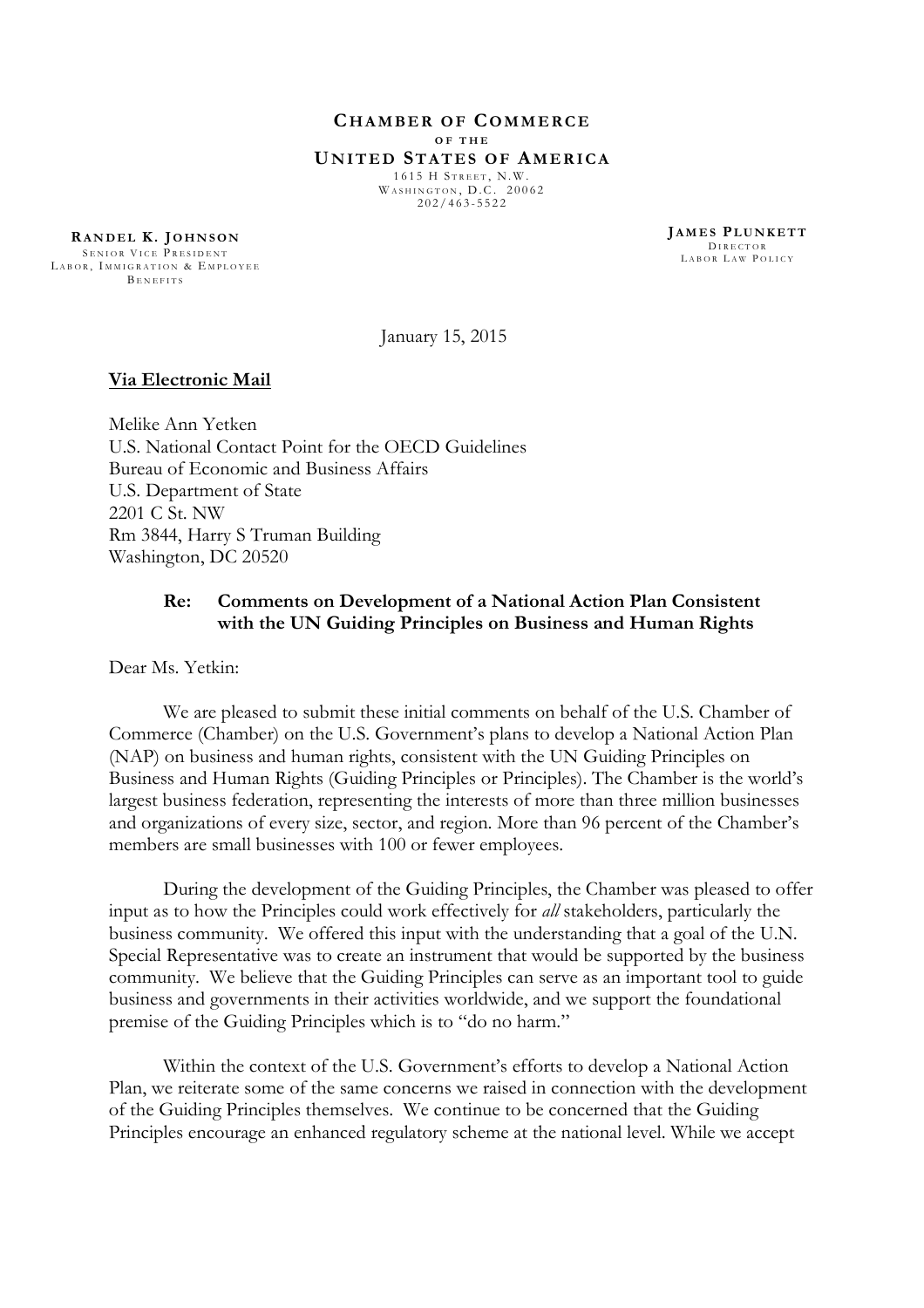**CHAMBER OF COMMERCE**
**OF THE**
**UNITED STATES OF AMERICA**
1615 H STREET, N.W.
WASHINGTON, D.C. 20062
202/463-5522

**RANDEL K. JOHNSON**
SENIOR VICE PRESIDENT
LABOR, IMMIGRATION & EMPLOYEE BENEFITS

**JAMES PLUNKETT**
DIRECTOR
LABOR LAW POLICY

January 15, 2015

**Via Electronic Mail**

Melike Ann Yetken
U.S. National Contact Point for the OECD Guidelines
Bureau of Economic and Business Affairs
U.S. Department of State
2201 C St. NW
Rm 3844, Harry S Truman Building
Washington, DC 20520

**Re: Comments on Development of a National Action Plan Consistent with the UN Guiding Principles on Business and Human Rights**

Dear Ms. Yetkin:

We are pleased to submit these initial comments on behalf of the U.S. Chamber of Commerce (Chamber) on the U.S. Government's plans to develop a National Action Plan (NAP) on business and human rights, consistent with the UN Guiding Principles on Business and Human Rights (Guiding Principles or Principles). The Chamber is the world's largest business federation, representing the interests of more than three million businesses and organizations of every size, sector, and region. More than 96 percent of the Chamber's members are small businesses with 100 or fewer employees.

During the development of the Guiding Principles, the Chamber was pleased to offer input as to how the Principles could work effectively for *all* stakeholders, particularly the business community. We offered this input with the understanding that a goal of the U.N. Special Representative was to create an instrument that would be supported by the business community. We believe that the Guiding Principles can serve as an important tool to guide business and governments in their activities worldwide, and we support the foundational premise of the Guiding Principles which is to "do no harm."

Within the context of the U.S. Government's efforts to develop a National Action Plan, we reiterate some of the same concerns we raised in connection with the development of the Guiding Principles themselves. We continue to be concerned that the Guiding Principles encourage an enhanced regulatory scheme at the national level. While we accept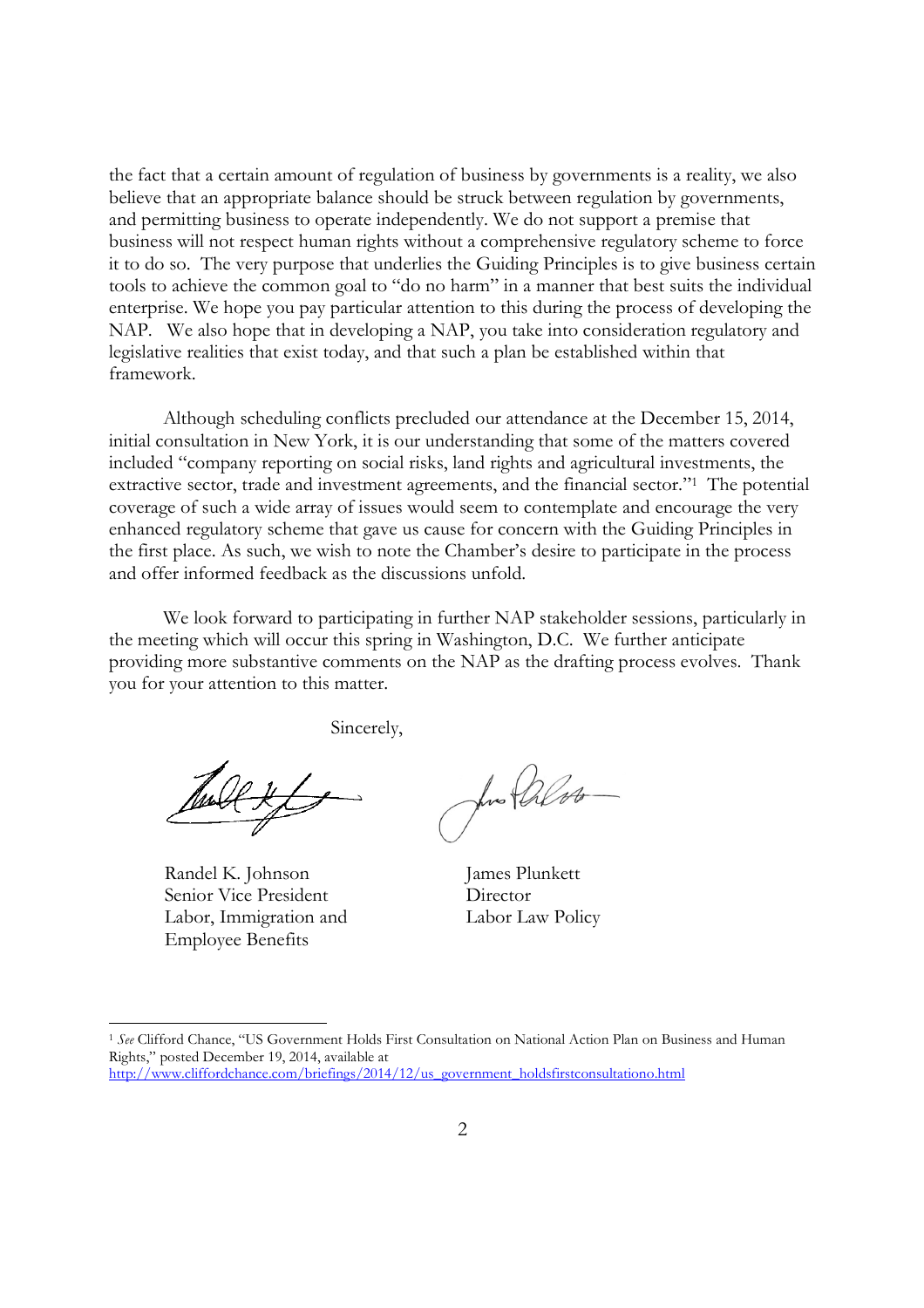the fact that a certain amount of regulation of business by governments is a reality, we also believe that an appropriate balance should be struck between regulation by governments, and permitting business to operate independently. We do not support a premise that business will not respect human rights without a comprehensive regulatory scheme to force it to do so. The very purpose that underlies the Guiding Principles is to give business certain tools to achieve the common goal to "do no harm" in a manner that best suits the individual enterprise. We hope you pay particular attention to this during the process of developing the NAP. We also hope that in developing a NAP, you take into consideration regulatory and legislative realities that exist today, and that such a plan be established within that framework.

Although scheduling conflicts precluded our attendance at the December 15, 2014, initial consultation in New York, it is our understanding that some of the matters covered included "company reporting on social risks, land rights and agricultural investments, the extractive sector, trade and investment agreements, and the financial sector."[1] The potential coverage of such a wide array of issues would seem to contemplate and encourage the very enhanced regulatory scheme that gave us cause for concern with the Guiding Principles in the first place. As such, we wish to note the Chamber's desire to participate in the process and offer informed feedback as the discussions unfold.

We look forward to participating in further NAP stakeholder sessions, particularly in the meeting which will occur this spring in Washington, D.C. We further anticipate providing more substantive comments on the NAP as the drafting process evolves. Thank you for your attention to this matter.

Sincerely,

Randel K. Johnson
Senior Vice President
Labor, Immigration and
Employee Benefits

James Plunkett
Director
Labor Law Policy

---

[1] *See* Clifford Chance, "US Government Holds First Consultation on National Action Plan on Business and Human Rights," posted December 19, 2014, available at http://www.cliffordchance.com/briefings/2014/12/us_government_holdsfirstconsultationo.html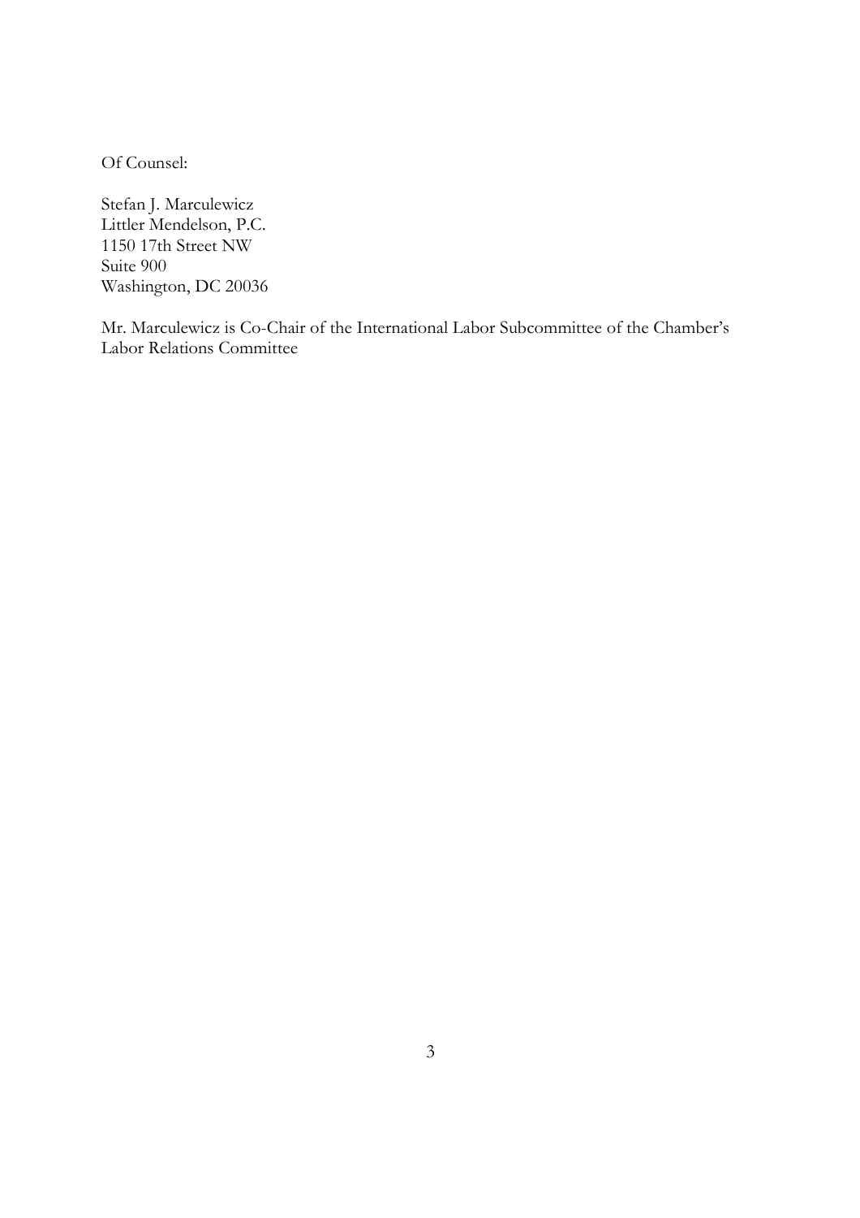Of Counsel:

Stefan J. Marculewicz
Littler Mendelson, P.C.
1150 17th Street NW
Suite 900
Washington, DC 20036

Mr. Marculewicz is Co-Chair of the International Labor Subcommittee of the Chamber's Labor Relations Committee